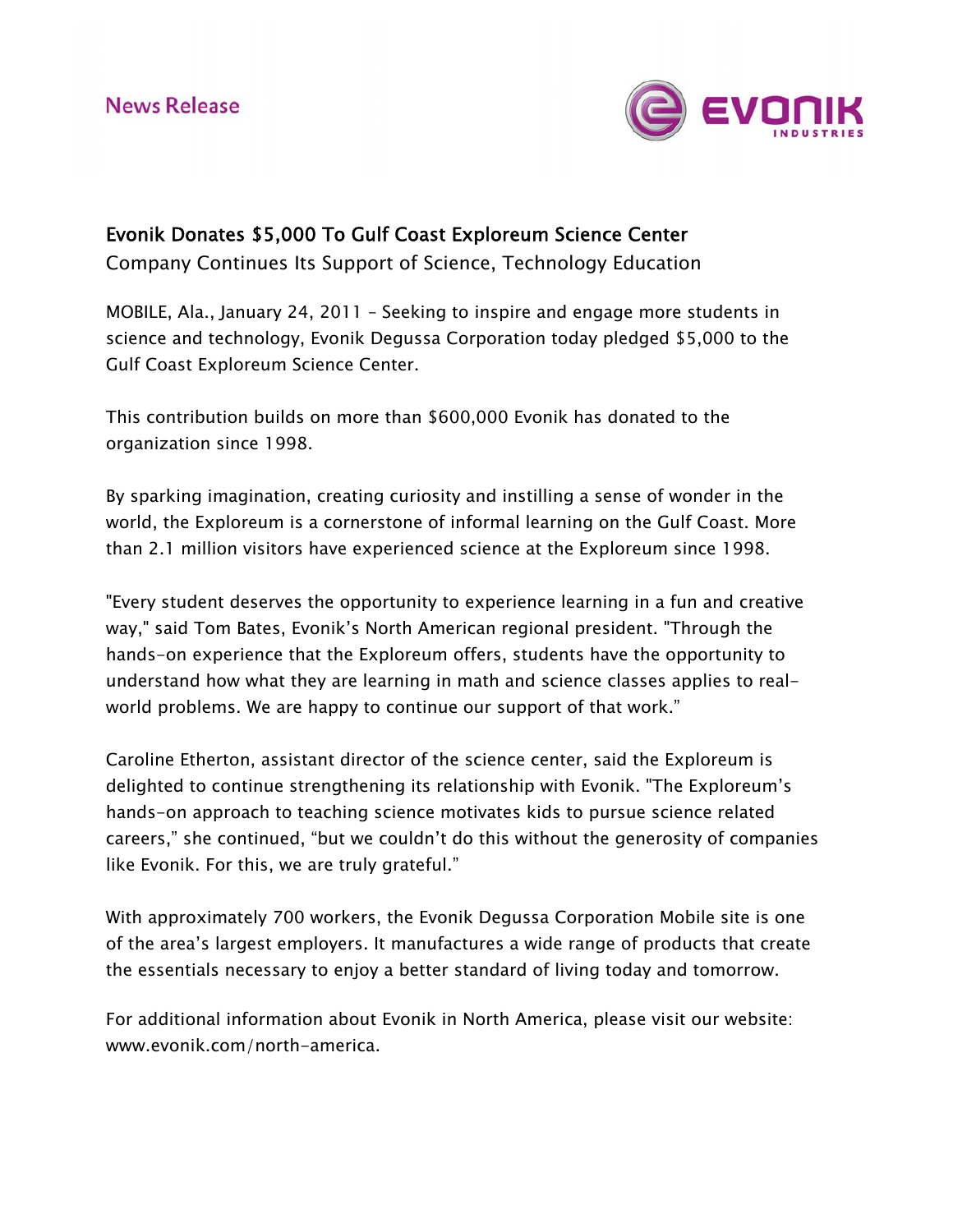News Release

EVONIK INDUSTRIES

# Evonik Donates $5,000 To Gulf Coast Exploreum Science Center

## Company Continues Its Support of Science, Technology Education

MOBILE, Ala., January 24, 2011 – Seeking to inspire and engage more students in science and technology, Evonik Degussa Corporation today pledged $5,000 to the Gulf Coast Exploreum Science Center.

This contribution builds on more than $600,000 Evonik has donated to the organization since 1998.

By sparking imagination, creating curiosity and instilling a sense of wonder in the world, the Exploreum is a cornerstone of informal learning on the Gulf Coast. More than 2.1 million visitors have experienced science at the Exploreum since 1998.

"Every student deserves the opportunity to experience learning in a fun and creative way," said Tom Bates, Evonik's North American regional president. "Through the hands-on experience that the Exploreum offers, students have the opportunity to understand how what they are learning in math and science classes applies to real-world problems. We are happy to continue our support of that work."

Caroline Etherton, assistant director of the science center, said the Exploreum is delighted to continue strengthening its relationship with Evonik. "The Exploreum's hands-on approach to teaching science motivates kids to pursue science related careers," she continued, "but we couldn't do this without the generosity of companies like Evonik. For this, we are truly grateful."

With approximately 700 workers, the Evonik Degussa Corporation Mobile site is one of the area's largest employers. It manufactures a wide range of products that create the essentials necessary to enjoy a better standard of living today and tomorrow.

For additional information about Evonik in North America, please visit our website: www.evonik.com/north-america.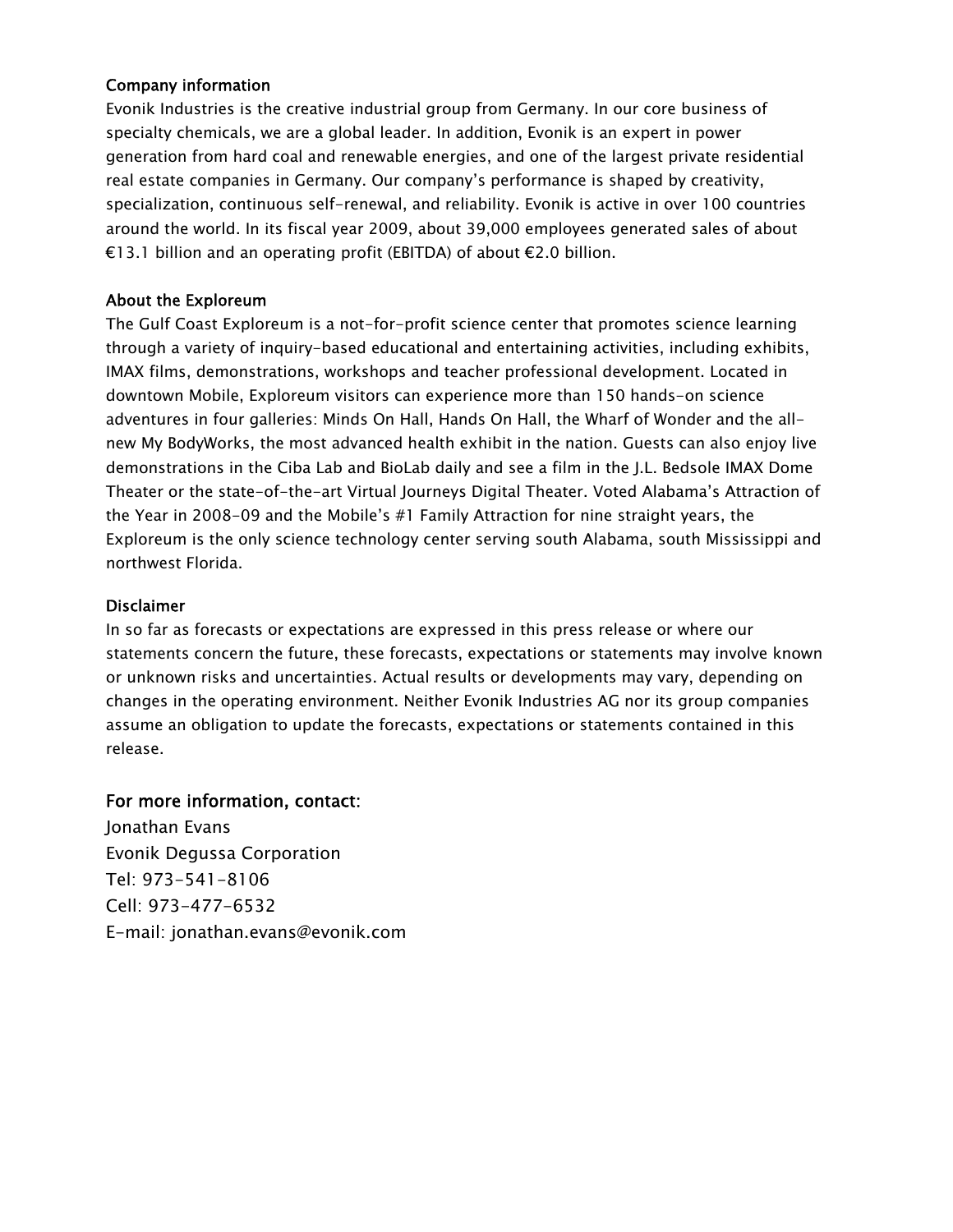### Company information

Evonik Industries is the creative industrial group from Germany. In our core business of specialty chemicals, we are a global leader. In addition, Evonik is an expert in power generation from hard coal and renewable energies, and one of the largest private residential real estate companies in Germany. Our company's performance is shaped by creativity, specialization, continuous self-renewal, and reliability. Evonik is active in over 100 countries around the world. In its fiscal year 2009, about 39,000 employees generated sales of about €13.1 billion and an operating profit (EBITDA) of about €2.0 billion.

### About the Exploreum

The Gulf Coast Exploreum is a not-for-profit science center that promotes science learning through a variety of inquiry-based educational and entertaining activities, including exhibits, IMAX films, demonstrations, workshops and teacher professional development. Located in downtown Mobile, Exploreum visitors can experience more than 150 hands-on science adventures in four galleries: Minds On Hall, Hands On Hall, the Wharf of Wonder and the all-new My BodyWorks, the most advanced health exhibit in the nation. Guests can also enjoy live demonstrations in the Ciba Lab and BioLab daily and see a film in the J.L. Bedsole IMAX Dome Theater or the state-of-the-art Virtual Journeys Digital Theater. Voted Alabama's Attraction of the Year in 2008-09 and the Mobile's #1 Family Attraction for nine straight years, the Exploreum is the only science technology center serving south Alabama, south Mississippi and northwest Florida.

### Disclaimer

In so far as forecasts or expectations are expressed in this press release or where our statements concern the future, these forecasts, expectations or statements may involve known or unknown risks and uncertainties. Actual results or developments may vary, depending on changes in the operating environment. Neither Evonik Industries AG nor its group companies assume an obligation to update the forecasts, expectations or statements contained in this release.

### For more information, contact:

Jonathan Evans  
Evonik Degussa Corporation  
Tel: 973-541-8106  
Cell: 973-477-6532  
E-mail: jonathan.evans@evonik.com